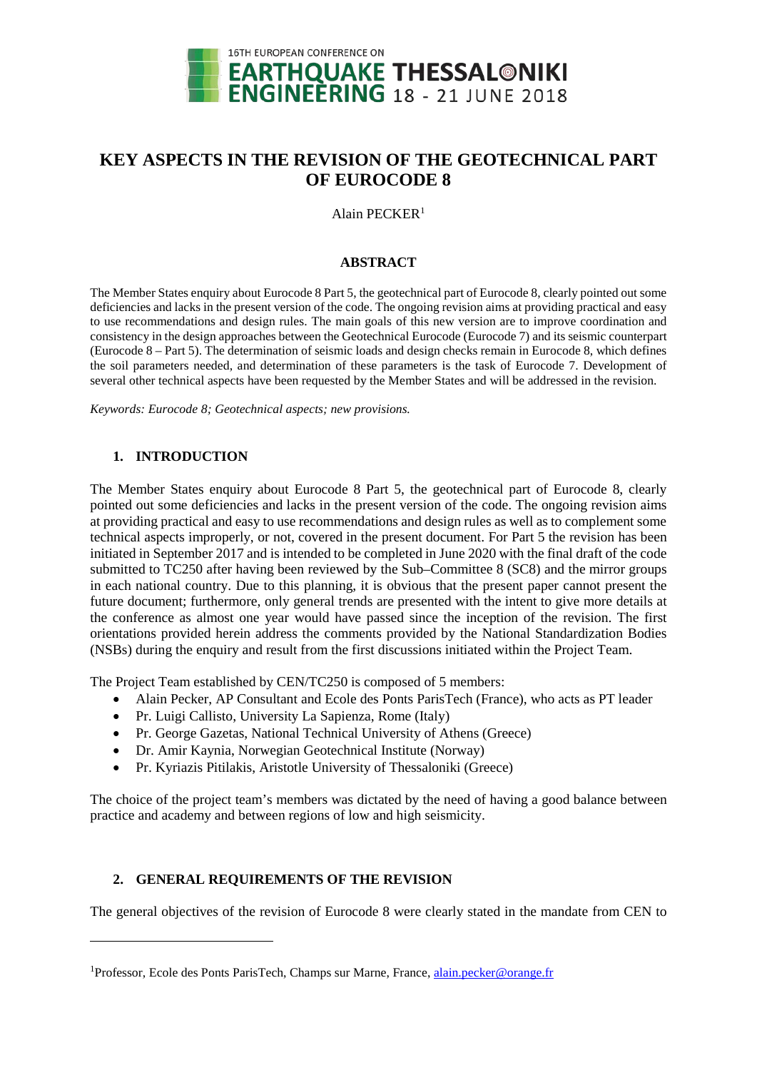# KEY ASPECTS IN THE REVISION OF THE GEOTECHNICAL PART OF EUROCODE 8

Alain PECKER[1]

## ABSTRACT

The Member States enquiry about Eurocode 8 Part 5, the geotechnical part of Eurocode 8, clearly pointed out some deficiencies and lacks in the present version of the code. The ongoing revision aims at providing practical and easy to use recommendations and design rules. The main goals of this new version are to improve coordination and consistency in the design approaches between the Geotechnical Eurocode (Eurocode 7) and its seismic counterpart (Eurocode 8 – Part 5). The determination of seismic loads and design checks remain in Eurocode 8, which defines the soil parameters needed, and determination of these parameters is the task of Eurocode 7. Development of several other technical aspects have been requested by the Member States and will be addressed in the revision.

*Keywords: Eurocode 8; Geotechnical aspects; new provisions.*

## 1. INTRODUCTION

The Member States enquiry about Eurocode 8 Part 5, the geotechnical part of Eurocode 8, clearly pointed out some deficiencies and lacks in the present version of the code. The ongoing revision aims at providing practical and easy to use recommendations and design rules as well as to complement some technical aspects improperly, or not, covered in the present document. For Part 5 the revision has been initiated in September 2017 and is intended to be completed in June 2020 with the final draft of the code submitted to TC250 after having been reviewed by the Sub–Committee 8 (SC8) and the mirror groups in each national country. Due to this planning, it is obvious that the present paper cannot present the future document; furthermore, only general trends are presented with the intent to give more details at the conference as almost one year would have passed since the inception of the revision. The first orientations provided herein address the comments provided by the National Standardization Bodies (NSBs) during the enquiry and result from the first discussions initiated within the Project Team.

The Project Team established by CEN/TC250 is composed of 5 members:

- Alain Pecker, AP Consultant and Ecole des Ponts ParisTech (France), who acts as PT leader
- Pr. Luigi Callisto, University La Sapienza, Rome (Italy)
- Pr. George Gazetas, National Technical University of Athens (Greece)
- Dr. Amir Kaynia, Norwegian Geotechnical Institute (Norway)
- Pr. Kyriazis Pitilakis, Aristotle University of Thessaloniki (Greece)

The choice of the project team's members was dictated by the need of having a good balance between practice and academy and between regions of low and high seismicity.

## 2. GENERAL REQUIREMENTS OF THE REVISION

The general objectives of the revision of Eurocode 8 were clearly stated in the mandate from CEN to

---

[1] Professor, Ecole des Ponts ParisTech, Champs sur Marne, France, alain.pecker@orange.fr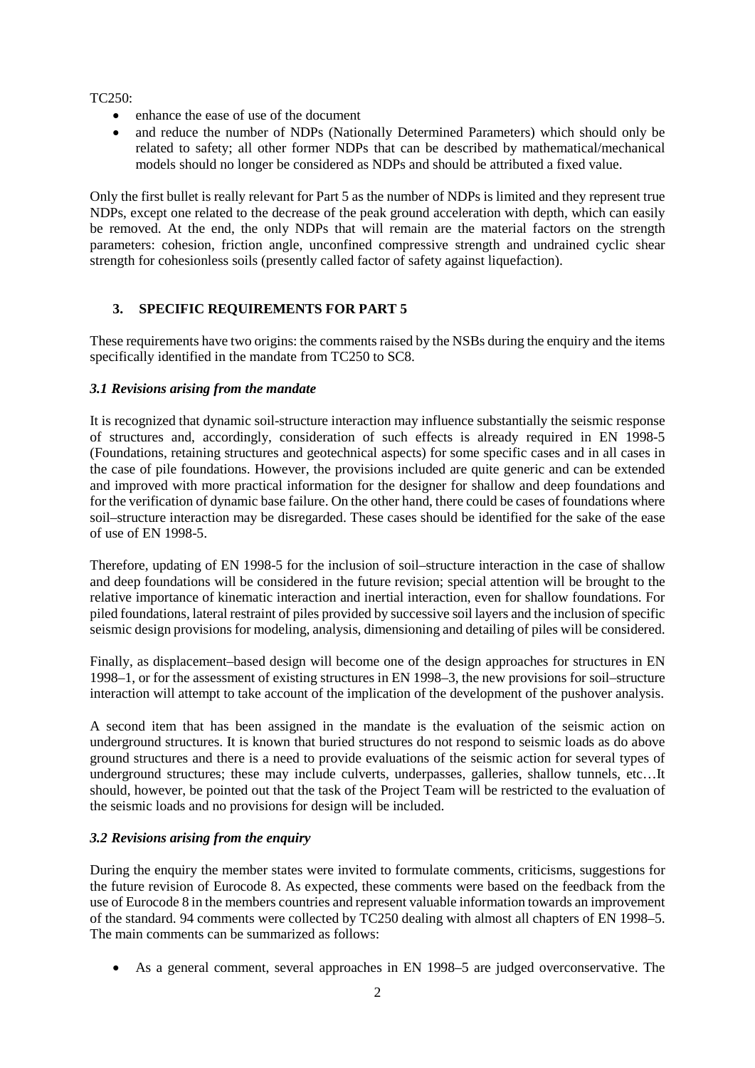TC250:

- enhance the ease of use of the document
- and reduce the number of NDPs (Nationally Determined Parameters) which should only be related to safety; all other former NDPs that can be described by mathematical/mechanical models should no longer be considered as NDPs and should be attributed a fixed value.

Only the first bullet is really relevant for Part 5 as the number of NDPs is limited and they represent true NDPs, except one related to the decrease of the peak ground acceleration with depth, which can easily be removed. At the end, the only NDPs that will remain are the material factors on the strength parameters: cohesion, friction angle, unconfined compressive strength and undrained cyclic shear strength for cohesionless soils (presently called factor of safety against liquefaction).

## 3. SPECIFIC REQUIREMENTS FOR PART 5

These requirements have two origins: the comments raised by the NSBs during the enquiry and the items specifically identified in the mandate from TC250 to SC8.

### *3.1 Revisions arising from the mandate*

It is recognized that dynamic soil-structure interaction may influence substantially the seismic response of structures and, accordingly, consideration of such effects is already required in EN 1998-5 (Foundations, retaining structures and geotechnical aspects) for some specific cases and in all cases in the case of pile foundations. However, the provisions included are quite generic and can be extended and improved with more practical information for the designer for shallow and deep foundations and for the verification of dynamic base failure. On the other hand, there could be cases of foundations where soil–structure interaction may be disregarded. These cases should be identified for the sake of the ease of use of EN 1998-5.

Therefore, updating of EN 1998-5 for the inclusion of soil–structure interaction in the case of shallow and deep foundations will be considered in the future revision; special attention will be brought to the relative importance of kinematic interaction and inertial interaction, even for shallow foundations. For piled foundations, lateral restraint of piles provided by successive soil layers and the inclusion of specific seismic design provisions for modeling, analysis, dimensioning and detailing of piles will be considered.

Finally, as displacement–based design will become one of the design approaches for structures in EN 1998–1, or for the assessment of existing structures in EN 1998–3, the new provisions for soil–structure interaction will attempt to take account of the implication of the development of the pushover analysis.

A second item that has been assigned in the mandate is the evaluation of the seismic action on underground structures. It is known that buried structures do not respond to seismic loads as do above ground structures and there is a need to provide evaluations of the seismic action for several types of underground structures; these may include culverts, underpasses, galleries, shallow tunnels, etc…It should, however, be pointed out that the task of the Project Team will be restricted to the evaluation of the seismic loads and no provisions for design will be included.

### *3.2 Revisions arising from the enquiry*

During the enquiry the member states were invited to formulate comments, criticisms, suggestions for the future revision of Eurocode 8. As expected, these comments were based on the feedback from the use of Eurocode 8 in the members countries and represent valuable information towards an improvement of the standard. 94 comments were collected by TC250 dealing with almost all chapters of EN 1998–5. The main comments can be summarized as follows:

- As a general comment, several approaches in EN 1998–5 are judged overconservative. The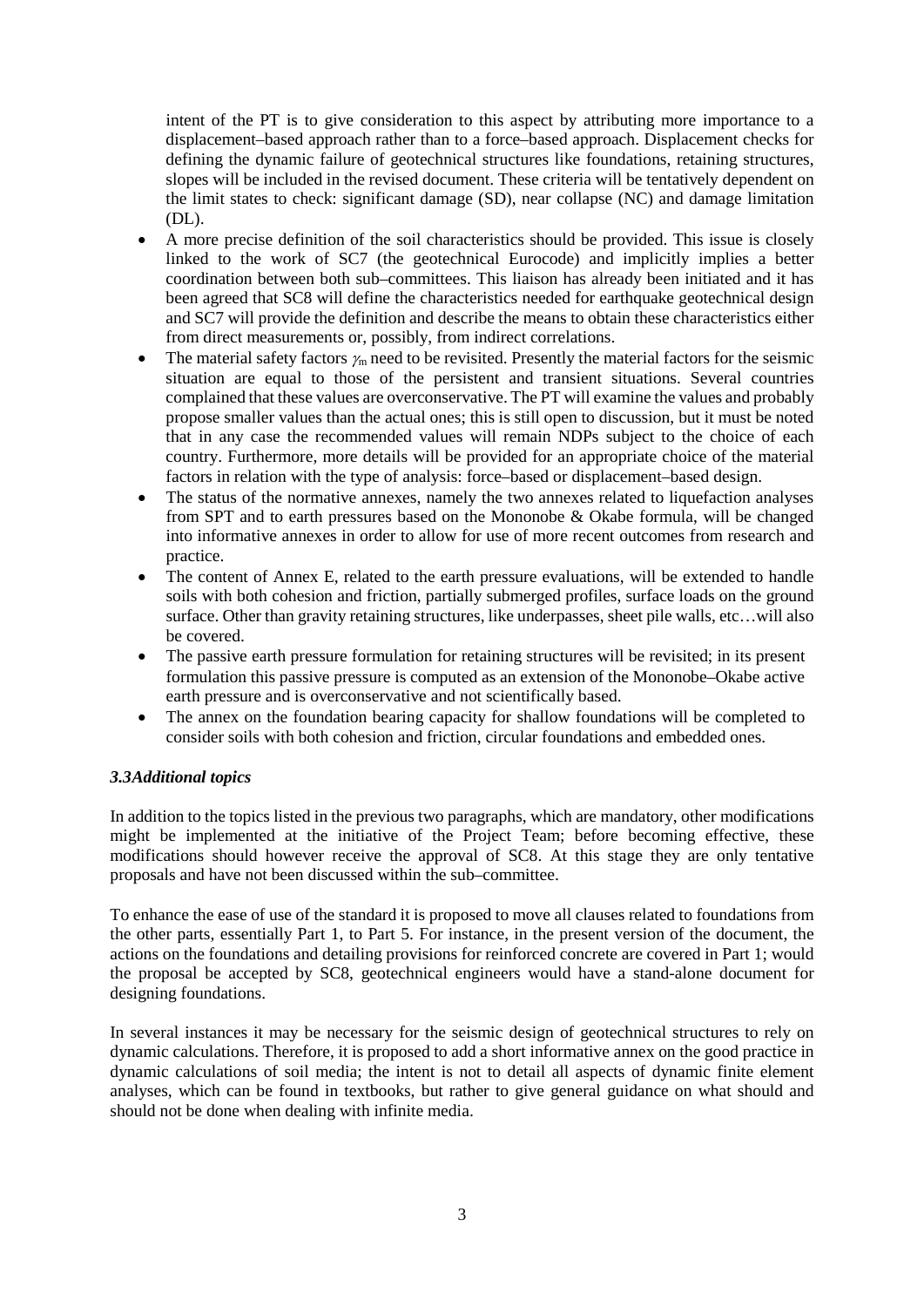intent of the PT is to give consideration to this aspect by attributing more importance to a displacement–based approach rather than to a force–based approach. Displacement checks for defining the dynamic failure of geotechnical structures like foundations, retaining structures, slopes will be included in the revised document. These criteria will be tentatively dependent on the limit states to check: significant damage (SD), near collapse (NC) and damage limitation (DL).

- A more precise definition of the soil characteristics should be provided. This issue is closely linked to the work of SC7 (the geotechnical Eurocode) and implicitly implies a better coordination between both sub–committees. This liaison has already been initiated and it has been agreed that SC8 will define the characteristics needed for earthquake geotechnical design and SC7 will provide the definition and describe the means to obtain these characteristics either from direct measurements or, possibly, from indirect correlations.
- The material safety factors $\gamma_m$ need to be revisited. Presently the material factors for the seismic situation are equal to those of the persistent and transient situations. Several countries complained that these values are overconservative. The PT will examine the values and probably propose smaller values than the actual ones; this is still open to discussion, but it must be noted that in any case the recommended values will remain NDPs subject to the choice of each country. Furthermore, more details will be provided for an appropriate choice of the material factors in relation with the type of analysis: force–based or displacement–based design.
- The status of the normative annexes, namely the two annexes related to liquefaction analyses from SPT and to earth pressures based on the Mononobe & Okabe formula, will be changed into informative annexes in order to allow for use of more recent outcomes from research and practice.
- The content of Annex E, related to the earth pressure evaluations, will be extended to handle soils with both cohesion and friction, partially submerged profiles, surface loads on the ground surface. Other than gravity retaining structures, like underpasses, sheet pile walls, etc…will also be covered.
- The passive earth pressure formulation for retaining structures will be revisited; in its present formulation this passive pressure is computed as an extension of the Mononobe–Okabe active earth pressure and is overconservative and not scientifically based.
- The annex on the foundation bearing capacity for shallow foundations will be completed to consider soils with both cohesion and friction, circular foundations and embedded ones.

### *3.3Additional topics*

In addition to the topics listed in the previous two paragraphs, which are mandatory, other modifications might be implemented at the initiative of the Project Team; before becoming effective, these modifications should however receive the approval of SC8. At this stage they are only tentative proposals and have not been discussed within the sub–committee.

To enhance the ease of use of the standard it is proposed to move all clauses related to foundations from the other parts, essentially Part 1, to Part 5. For instance, in the present version of the document, the actions on the foundations and detailing provisions for reinforced concrete are covered in Part 1; would the proposal be accepted by SC8, geotechnical engineers would have a stand-alone document for designing foundations.

In several instances it may be necessary for the seismic design of geotechnical structures to rely on dynamic calculations. Therefore, it is proposed to add a short informative annex on the good practice in dynamic calculations of soil media; the intent is not to detail all aspects of dynamic finite element analyses, which can be found in textbooks, but rather to give general guidance on what should and should not be done when dealing with infinite media.